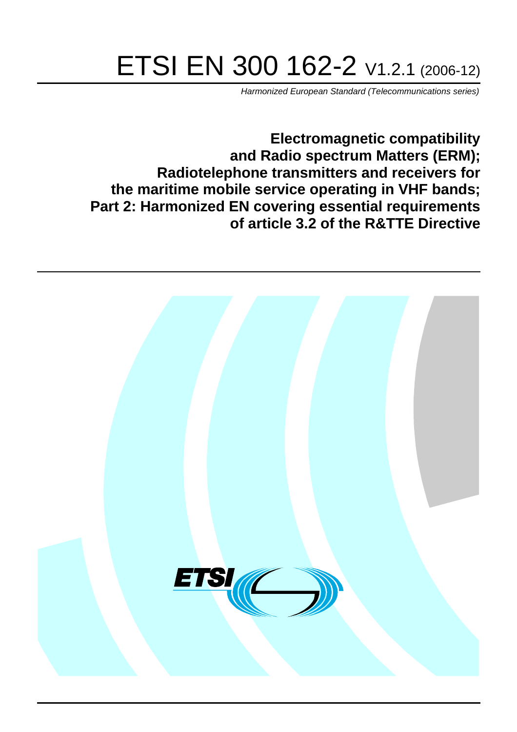# ETSI EN 300 162-2 V1.2.1 (2006-12)

*Harmonized European Standard (Telecommunications series)*

**Electromagnetic compatibility and Radio spectrum Matters (ERM); Radiotelephone transmitters and receivers for the maritime mobile service operating in VHF bands; Part 2: Harmonized EN covering essential requirements of article 3.2 of the R&TTE Directive**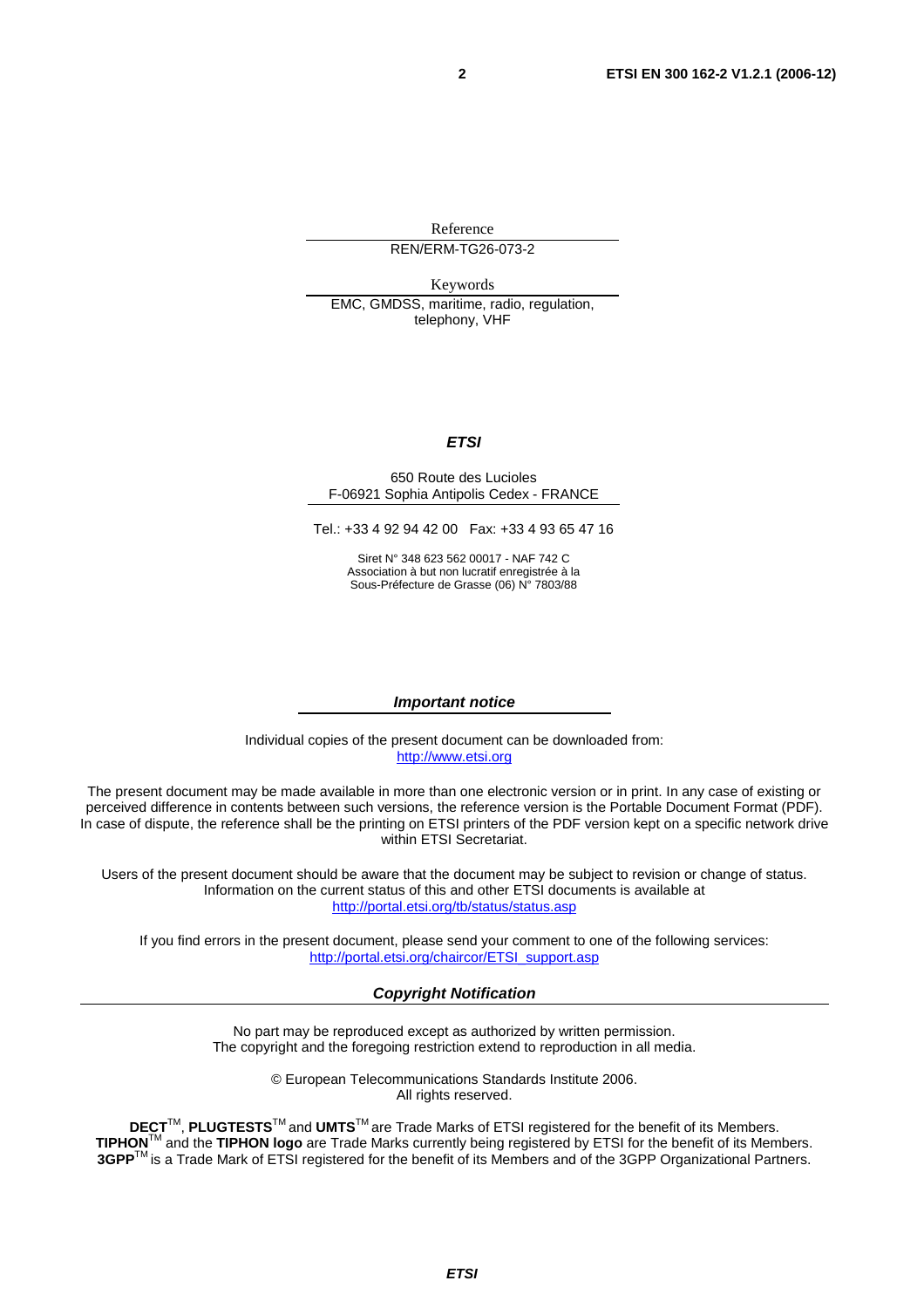Reference

REN/ERM-TG26-073-2

Keywords

EMC, GMDSS, maritime, radio, regulation, telephony, VHF

***ETSI***

650 Route des Lucioles
F-06921 Sophia Antipolis Cedex - FRANCE

Tel.: +33 4 92 94 42 00   Fax: +33 4 93 65 47 16

Siret N° 348 623 562 00017 - NAF 742 C
Association à but non lucratif enregistrée à la
Sous-Préfecture de Grasse (06) N° 7803/88

***Important notice***

Individual copies of the present document can be downloaded from:
http://www.etsi.org

The present document may be made available in more than one electronic version or in print. In any case of existing or perceived difference in contents between such versions, the reference version is the Portable Document Format (PDF). In case of dispute, the reference shall be the printing on ETSI printers of the PDF version kept on a specific network drive within ETSI Secretariat.

Users of the present document should be aware that the document may be subject to revision or change of status. Information on the current status of this and other ETSI documents is available at
http://portal.etsi.org/tb/status/status.asp

If you find errors in the present document, please send your comment to one of the following services:
http://portal.etsi.org/chaircor/ETSI_support.asp

***Copyright Notification***

No part may be reproduced except as authorized by written permission.
The copyright and the foregoing restriction extend to reproduction in all media.

© European Telecommunications Standards Institute 2006.
All rights reserved.

**DECT**TM, **PLUGTESTS**TM and **UMTS**TM are Trade Marks of ETSI registered for the benefit of its Members.
**TIPHON**TM and the **TIPHON logo** are Trade Marks currently being registered by ETSI for the benefit of its Members.
**3GPP**TM is a Trade Mark of ETSI registered for the benefit of its Members and of the 3GPP Organizational Partners.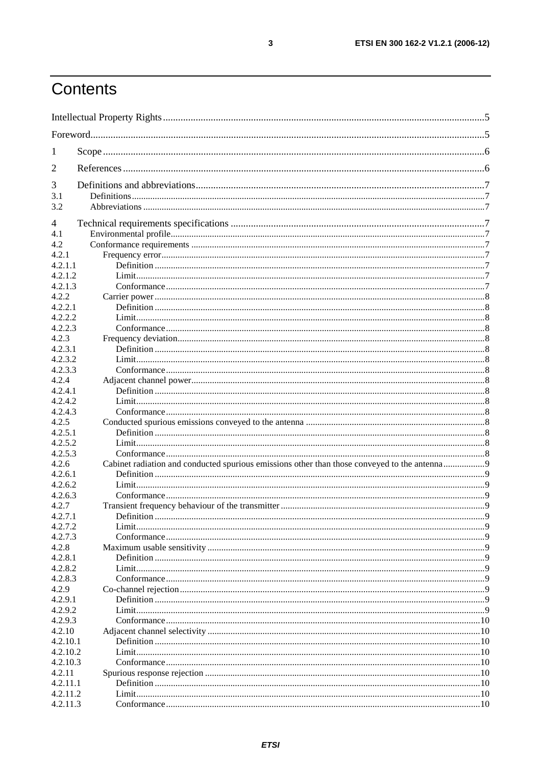# Contents

Intellectual Property Rights ....................................................................................................................5

Foreword...................................................................................................................................................5

1 Scope ....................................................................................................................................................6

2 References .............................................................................................................................................6

3 Definitions and abbreviations ...............................................................................................................7
3.1 Definitions ...........................................................................................................................................7
3.2 Abbreviations .......................................................................................................................................7

4 Technical requirements specifications ..................................................................................................7
4.1 Environmental profile ...........................................................................................................................7
4.2 Conformance requirements ..................................................................................................................7
4.2.1 Frequency error .................................................................................................................................7
4.2.1.1 Definition .......................................................................................................................................7
4.2.1.2 Limit ...............................................................................................................................................7
4.2.1.3 Conformance ..................................................................................................................................7
4.2.2 Carrier power .....................................................................................................................................8
4.2.2.1 Definition .......................................................................................................................................8
4.2.2.2 Limit ...............................................................................................................................................8
4.2.2.3 Conformance ..................................................................................................................................8
4.2.3 Frequency deviation ...........................................................................................................................8
4.2.3.1 Definition .......................................................................................................................................8
4.2.3.2 Limit ...............................................................................................................................................8
4.2.3.3 Conformance ..................................................................................................................................8
4.2.4 Adjacent channel power ....................................................................................................................8
4.2.4.1 Definition .......................................................................................................................................8
4.2.4.2 Limit ...............................................................................................................................................8
4.2.4.3 Conformance ..................................................................................................................................8
4.2.5 Conducted spurious emissions conveyed to the antenna ..................................................................8
4.2.5.1 Definition .......................................................................................................................................8
4.2.5.2 Limit ...............................................................................................................................................8
4.2.5.3 Conformance ..................................................................................................................................8
4.2.6 Cabinet radiation and conducted spurious emissions other than those conveyed to the antenna ........9
4.2.6.1 Definition .......................................................................................................................................9
4.2.6.2 Limit ...............................................................................................................................................9
4.2.6.3 Conformance ..................................................................................................................................9
4.2.7 Transient frequency behaviour of the transmitter ..............................................................................9
4.2.7.1 Definition .......................................................................................................................................9
4.2.7.2 Limit ...............................................................................................................................................9
4.2.7.3 Conformance ..................................................................................................................................9
4.2.8 Maximum usable sensitivity ..............................................................................................................9
4.2.8.1 Definition .......................................................................................................................................9
4.2.8.2 Limit ...............................................................................................................................................9
4.2.8.3 Conformance ..................................................................................................................................9
4.2.9 Co-channel rejection ..........................................................................................................................9
4.2.9.1 Definition .......................................................................................................................................9
4.2.9.2 Limit ...............................................................................................................................................9
4.2.9.3 Conformance ................................................................................................................................10
4.2.10 Adjacent channel selectivity ...........................................................................................................10
4.2.10.1 Definition .....................................................................................................................................10
4.2.10.2 Limit .............................................................................................................................................10
4.2.10.3 Conformance ................................................................................................................................10
4.2.11 Spurious response rejection ............................................................................................................10
4.2.11.1 Definition .....................................................................................................................................10
4.2.11.2 Limit .............................................................................................................................................10
4.2.11.3 Conformance ................................................................................................................................10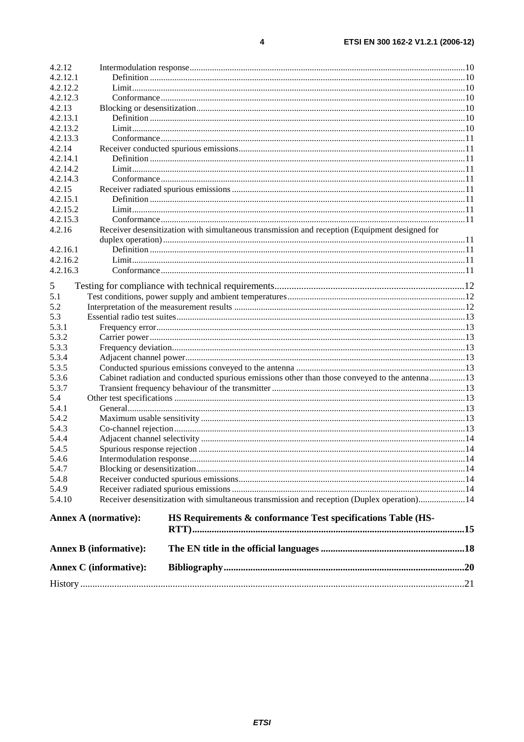4.2.12 Intermodulation response ....10
4.2.12.1 Definition ....10
4.2.12.2 Limit....10
4.2.12.3 Conformance....10
4.2.13 Blocking or desensitization....10
4.2.13.1 Definition ....10
4.2.13.2 Limit....10
4.2.13.3 Conformance....11
4.2.14 Receiver conducted spurious emissions....11
4.2.14.1 Definition ....11
4.2.14.2 Limit....11
4.2.14.3 Conformance....11
4.2.15 Receiver radiated spurious emissions ....11
4.2.15.1 Definition ....11
4.2.15.2 Limit....11
4.2.15.3 Conformance....11
4.2.16 Receiver desensitization with simultaneous transmission and reception (Equipment designed for duplex operation)....11
4.2.16.1 Definition ....11
4.2.16.2 Limit....11
4.2.16.3 Conformance....11

5 Testing for compliance with technical requirements....12
5.1 Test conditions, power supply and ambient temperatures....12
5.2 Interpretation of the measurement results ....12
5.3 Essential radio test suites....13
5.3.1 Frequency error....13
5.3.2 Carrier power....13
5.3.3 Frequency deviation....13
5.3.4 Adjacent channel power....13
5.3.5 Conducted spurious emissions conveyed to the antenna ....13
5.3.6 Cabinet radiation and conducted spurious emissions other than those conveyed to the antenna....13
5.3.7 Transient frequency behaviour of the transmitter ....13
5.4 Other test specifications ....13
5.4.1 General....13
5.4.2 Maximum usable sensitivity ....13
5.4.3 Co-channel rejection....13
5.4.4 Adjacent channel selectivity ....14
5.4.5 Spurious response rejection ....14
5.4.6 Intermodulation response....14
5.4.7 Blocking or desensitization....14
5.4.8 Receiver conducted spurious emissions....14
5.4.9 Receiver radiated spurious emissions ....14
5.4.10 Receiver desensitization with simultaneous transmission and reception (Duplex operation)....14

**Annex A (normative): HS Requirements & conformance Test specifications Table (HS-RTT)....15**

**Annex B (informative): The EN title in the official languages ....18**

**Annex C (informative): Bibliography....20**

History ....21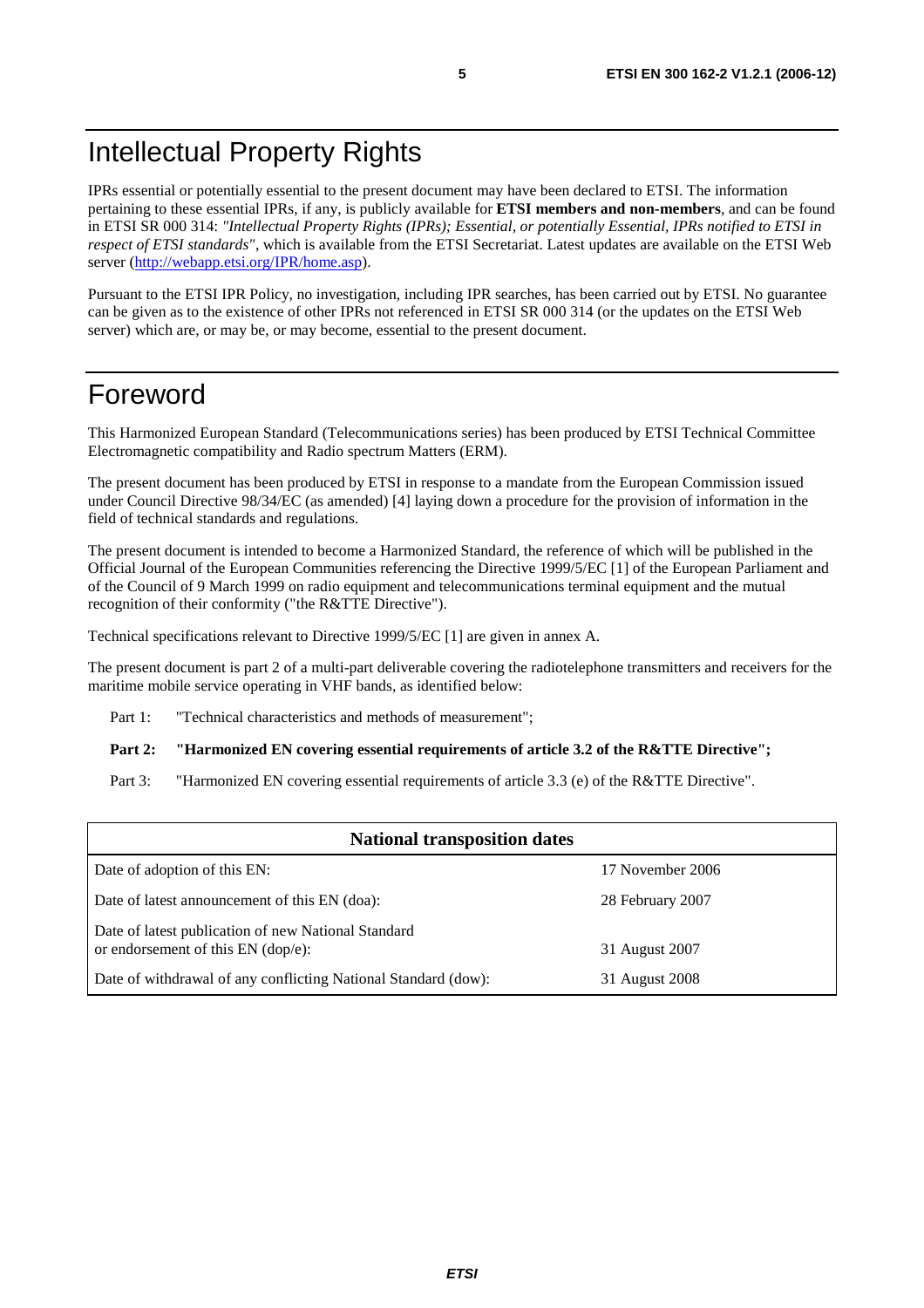# Intellectual Property Rights

IPRs essential or potentially essential to the present document may have been declared to ETSI. The information pertaining to these essential IPRs, if any, is publicly available for **ETSI members and non-members**, and can be found in ETSI SR 000 314: *"Intellectual Property Rights (IPRs); Essential, or potentially Essential, IPRs notified to ETSI in respect of ETSI standards"*, which is available from the ETSI Secretariat. Latest updates are available on the ETSI Web server (http://webapp.etsi.org/IPR/home.asp).

Pursuant to the ETSI IPR Policy, no investigation, including IPR searches, has been carried out by ETSI. No guarantee can be given as to the existence of other IPRs not referenced in ETSI SR 000 314 (or the updates on the ETSI Web server) which are, or may be, or may become, essential to the present document.

# Foreword

This Harmonized European Standard (Telecommunications series) has been produced by ETSI Technical Committee Electromagnetic compatibility and Radio spectrum Matters (ERM).

The present document has been produced by ETSI in response to a mandate from the European Commission issued under Council Directive 98/34/EC (as amended) [4] laying down a procedure for the provision of information in the field of technical standards and regulations.

The present document is intended to become a Harmonized Standard, the reference of which will be published in the Official Journal of the European Communities referencing the Directive 1999/5/EC [1] of the European Parliament and of the Council of 9 March 1999 on radio equipment and telecommunications terminal equipment and the mutual recognition of their conformity ("the R&TTE Directive").

Technical specifications relevant to Directive 1999/5/EC [1] are given in annex A.

The present document is part 2 of a multi-part deliverable covering the radiotelephone transmitters and receivers for the maritime mobile service operating in VHF bands, as identified below:

Part 1: "Technical characteristics and methods of measurement";

**Part 2: "Harmonized EN covering essential requirements of article 3.2 of the R&TTE Directive";**

Part 3: "Harmonized EN covering essential requirements of article 3.3 (e) of the R&TTE Directive".

| National transposition dates | |
|---|---|
| Date of adoption of this EN: | 17 November 2006 |
| Date of latest announcement of this EN (doa): | 28 February 2007 |
| Date of latest publication of new National Standard or endorsement of this EN (dop/e): | 31 August 2007 |
| Date of withdrawal of any conflicting National Standard (dow): | 31 August 2008 |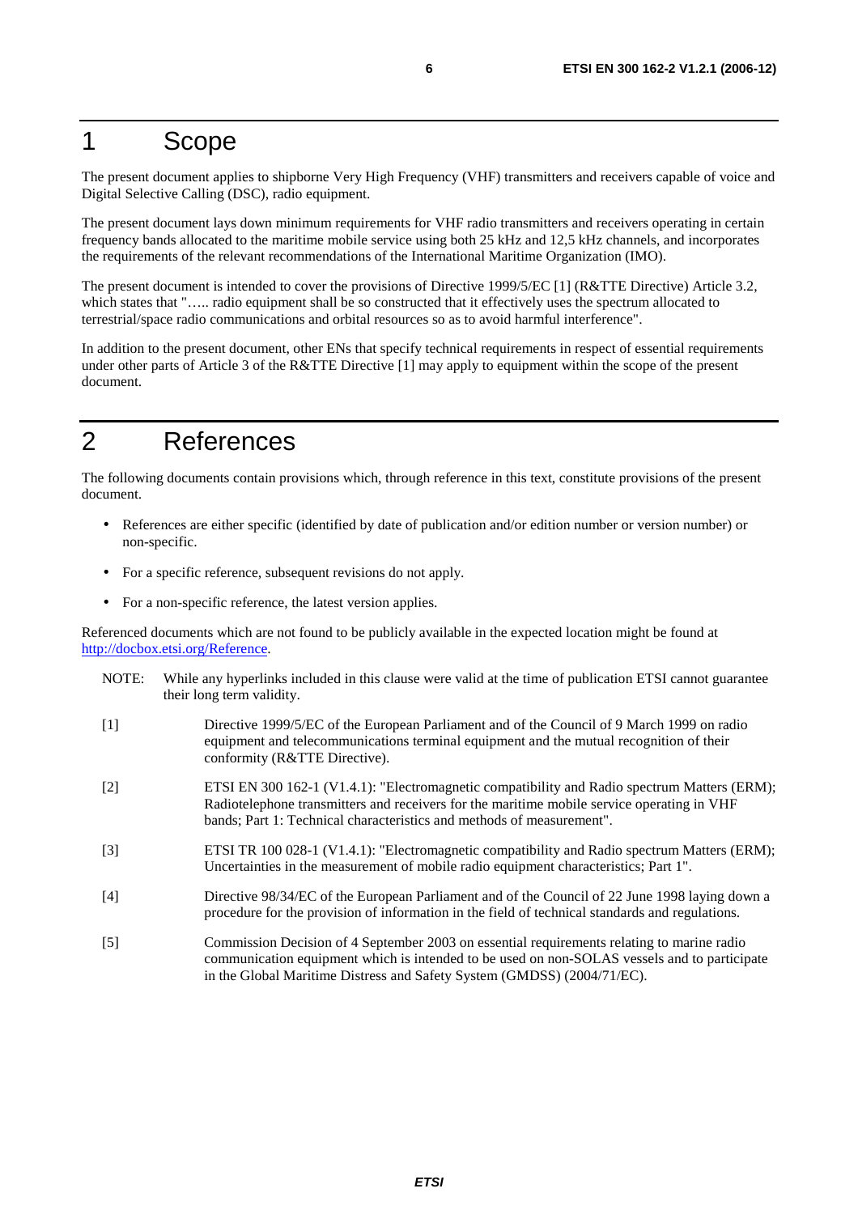# 1 Scope

The present document applies to shipborne Very High Frequency (VHF) transmitters and receivers capable of voice and Digital Selective Calling (DSC), radio equipment.

The present document lays down minimum requirements for VHF radio transmitters and receivers operating in certain frequency bands allocated to the maritime mobile service using both 25 kHz and 12,5 kHz channels, and incorporates the requirements of the relevant recommendations of the International Maritime Organization (IMO).

The present document is intended to cover the provisions of Directive 1999/5/EC [1] (R&TTE Directive) Article 3.2, which states that "….. radio equipment shall be so constructed that it effectively uses the spectrum allocated to terrestrial/space radio communications and orbital resources so as to avoid harmful interference".

In addition to the present document, other ENs that specify technical requirements in respect of essential requirements under other parts of Article 3 of the R&TTE Directive [1] may apply to equipment within the scope of the present document.

# 2 References

The following documents contain provisions which, through reference in this text, constitute provisions of the present document.

- References are either specific (identified by date of publication and/or edition number or version number) or non-specific.
- For a specific reference, subsequent revisions do not apply.
- For a non-specific reference, the latest version applies.

Referenced documents which are not found to be publicly available in the expected location might be found at http://docbox.etsi.org/Reference.

NOTE: While any hyperlinks included in this clause were valid at the time of publication ETSI cannot guarantee their long term validity.

[1] Directive 1999/5/EC of the European Parliament and of the Council of 9 March 1999 on radio equipment and telecommunications terminal equipment and the mutual recognition of their conformity (R&TTE Directive).

[2] ETSI EN 300 162-1 (V1.4.1): "Electromagnetic compatibility and Radio spectrum Matters (ERM); Radiotelephone transmitters and receivers for the maritime mobile service operating in VHF bands; Part 1: Technical characteristics and methods of measurement".

[3] ETSI TR 100 028-1 (V1.4.1): "Electromagnetic compatibility and Radio spectrum Matters (ERM); Uncertainties in the measurement of mobile radio equipment characteristics; Part 1".

[4] Directive 98/34/EC of the European Parliament and of the Council of 22 June 1998 laying down a procedure for the provision of information in the field of technical standards and regulations.

[5] Commission Decision of 4 September 2003 on essential requirements relating to marine radio communication equipment which is intended to be used on non-SOLAS vessels and to participate in the Global Maritime Distress and Safety System (GMDSS) (2004/71/EC).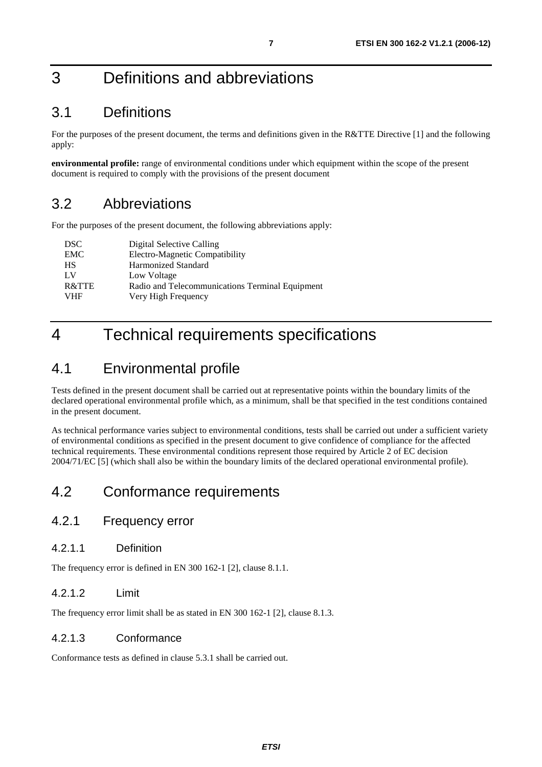# 3 Definitions and abbreviations

## 3.1 Definitions

For the purposes of the present document, the terms and definitions given in the R&TTE Directive [1] and the following apply:

**environmental profile:** range of environmental conditions under which equipment within the scope of the present document is required to comply with the provisions of the present document

## 3.2 Abbreviations

For the purposes of the present document, the following abbreviations apply:

| | |
|---|---|
| DSC | Digital Selective Calling |
| EMC | Electro-Magnetic Compatibility |
| HS | Harmonized Standard |
| LV | Low Voltage |
| R&TTE | Radio and Telecommunications Terminal Equipment |
| VHF | Very High Frequency |

# 4 Technical requirements specifications

## 4.1 Environmental profile

Tests defined in the present document shall be carried out at representative points within the boundary limits of the declared operational environmental profile which, as a minimum, shall be that specified in the test conditions contained in the present document.

As technical performance varies subject to environmental conditions, tests shall be carried out under a sufficient variety of environmental conditions as specified in the present document to give confidence of compliance for the affected technical requirements. These environmental conditions represent those required by Article 2 of EC decision 2004/71/EC [5] (which shall also be within the boundary limits of the declared operational environmental profile).

## 4.2 Conformance requirements

### 4.2.1 Frequency error

#### 4.2.1.1 Definition

The frequency error is defined in EN 300 162-1 [2], clause 8.1.1.

#### 4.2.1.2 Limit

The frequency error limit shall be as stated in EN 300 162-1 [2], clause 8.1.3.

#### 4.2.1.3 Conformance

Conformance tests as defined in clause 5.3.1 shall be carried out.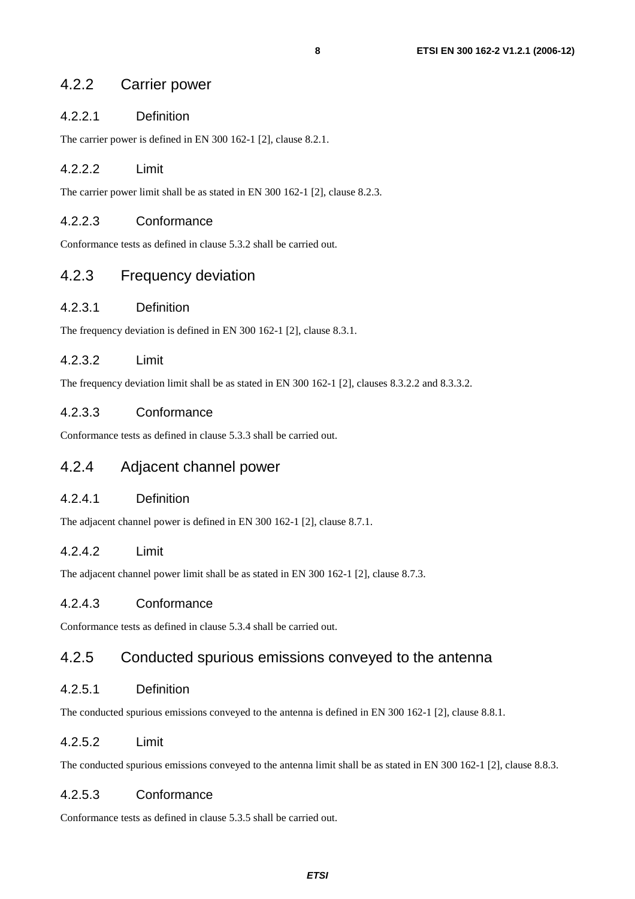### 4.2.2 Carrier power

#### 4.2.2.1 Definition

The carrier power is defined in EN 300 162-1 [2], clause 8.2.1.

#### 4.2.2.2 Limit

The carrier power limit shall be as stated in EN 300 162-1 [2], clause 8.2.3.

#### 4.2.2.3 Conformance

Conformance tests as defined in clause 5.3.2 shall be carried out.

### 4.2.3 Frequency deviation

#### 4.2.3.1 Definition

The frequency deviation is defined in EN 300 162-1 [2], clause 8.3.1.

#### 4.2.3.2 Limit

The frequency deviation limit shall be as stated in EN 300 162-1 [2], clauses 8.3.2.2 and 8.3.3.2.

#### 4.2.3.3 Conformance

Conformance tests as defined in clause 5.3.3 shall be carried out.

### 4.2.4 Adjacent channel power

#### 4.2.4.1 Definition

The adjacent channel power is defined in EN 300 162-1 [2], clause 8.7.1.

#### 4.2.4.2 Limit

The adjacent channel power limit shall be as stated in EN 300 162-1 [2], clause 8.7.3.

#### 4.2.4.3 Conformance

Conformance tests as defined in clause 5.3.4 shall be carried out.

### 4.2.5 Conducted spurious emissions conveyed to the antenna

#### 4.2.5.1 Definition

The conducted spurious emissions conveyed to the antenna is defined in EN 300 162-1 [2], clause 8.8.1.

#### 4.2.5.2 Limit

The conducted spurious emissions conveyed to the antenna limit shall be as stated in EN 300 162-1 [2], clause 8.8.3.

#### 4.2.5.3 Conformance

Conformance tests as defined in clause 5.3.5 shall be carried out.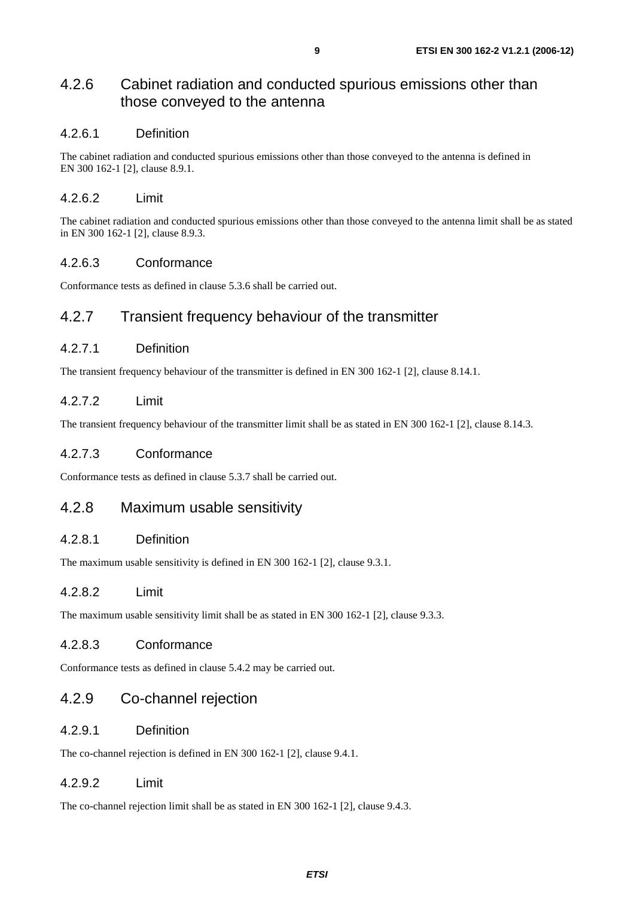### 4.2.6 Cabinet radiation and conducted spurious emissions other than those conveyed to the antenna

#### 4.2.6.1 Definition

The cabinet radiation and conducted spurious emissions other than those conveyed to the antenna is defined in EN 300 162-1 [2], clause 8.9.1.

#### 4.2.6.2 Limit

The cabinet radiation and conducted spurious emissions other than those conveyed to the antenna limit shall be as stated in EN 300 162-1 [2], clause 8.9.3.

#### 4.2.6.3 Conformance

Conformance tests as defined in clause 5.3.6 shall be carried out.

### 4.2.7 Transient frequency behaviour of the transmitter

#### 4.2.7.1 Definition

The transient frequency behaviour of the transmitter is defined in EN 300 162-1 [2], clause 8.14.1.

#### 4.2.7.2 Limit

The transient frequency behaviour of the transmitter limit shall be as stated in EN 300 162-1 [2], clause 8.14.3.

#### 4.2.7.3 Conformance

Conformance tests as defined in clause 5.3.7 shall be carried out.

### 4.2.8 Maximum usable sensitivity

#### 4.2.8.1 Definition

The maximum usable sensitivity is defined in EN 300 162-1 [2], clause 9.3.1.

#### 4.2.8.2 Limit

The maximum usable sensitivity limit shall be as stated in EN 300 162-1 [2], clause 9.3.3.

#### 4.2.8.3 Conformance

Conformance tests as defined in clause 5.4.2 may be carried out.

### 4.2.9 Co-channel rejection

#### 4.2.9.1 Definition

The co-channel rejection is defined in EN 300 162-1 [2], clause 9.4.1.

#### 4.2.9.2 Limit

The co-channel rejection limit shall be as stated in EN 300 162-1 [2], clause 9.4.3.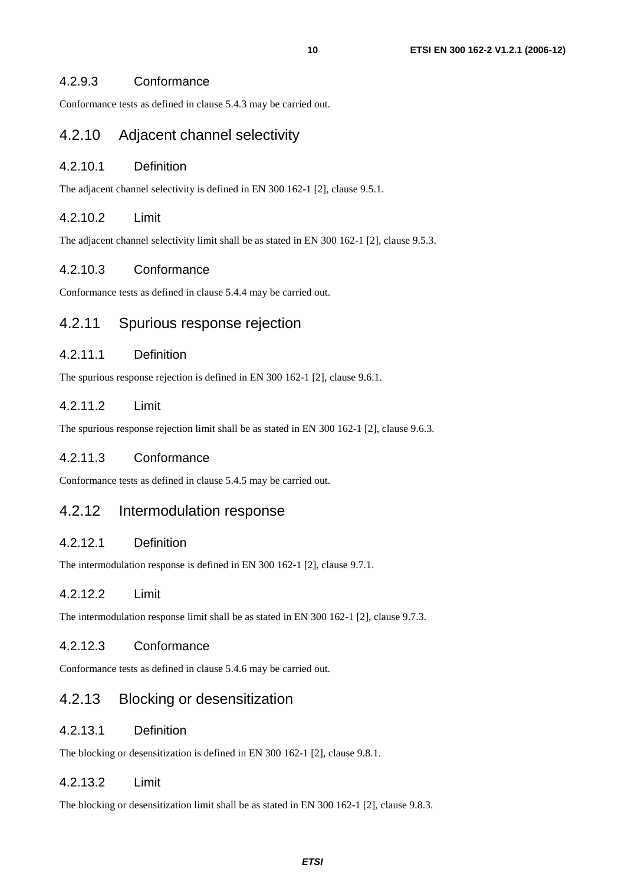#### 4.2.9.3 Conformance

Conformance tests as defined in clause 5.4.3 may be carried out.

### 4.2.10 Adjacent channel selectivity

#### 4.2.10.1 Definition

The adjacent channel selectivity is defined in EN 300 162-1 [2], clause 9.5.1.

#### 4.2.10.2 Limit

The adjacent channel selectivity limit shall be as stated in EN 300 162-1 [2], clause 9.5.3.

#### 4.2.10.3 Conformance

Conformance tests as defined in clause 5.4.4 may be carried out.

### 4.2.11 Spurious response rejection

#### 4.2.11.1 Definition

The spurious response rejection is defined in EN 300 162-1 [2], clause 9.6.1.

#### 4.2.11.2 Limit

The spurious response rejection limit shall be as stated in EN 300 162-1 [2], clause 9.6.3.

#### 4.2.11.3 Conformance

Conformance tests as defined in clause 5.4.5 may be carried out.

### 4.2.12 Intermodulation response

#### 4.2.12.1 Definition

The intermodulation response is defined in EN 300 162-1 [2], clause 9.7.1.

#### 4.2.12.2 Limit

The intermodulation response limit shall be as stated in EN 300 162-1 [2], clause 9.7.3.

#### 4.2.12.3 Conformance

Conformance tests as defined in clause 5.4.6 may be carried out.

### 4.2.13 Blocking or desensitization

#### 4.2.13.1 Definition

The blocking or desensitization is defined in EN 300 162-1 [2], clause 9.8.1.

#### 4.2.13.2 Limit

The blocking or desensitization limit shall be as stated in EN 300 162-1 [2], clause 9.8.3.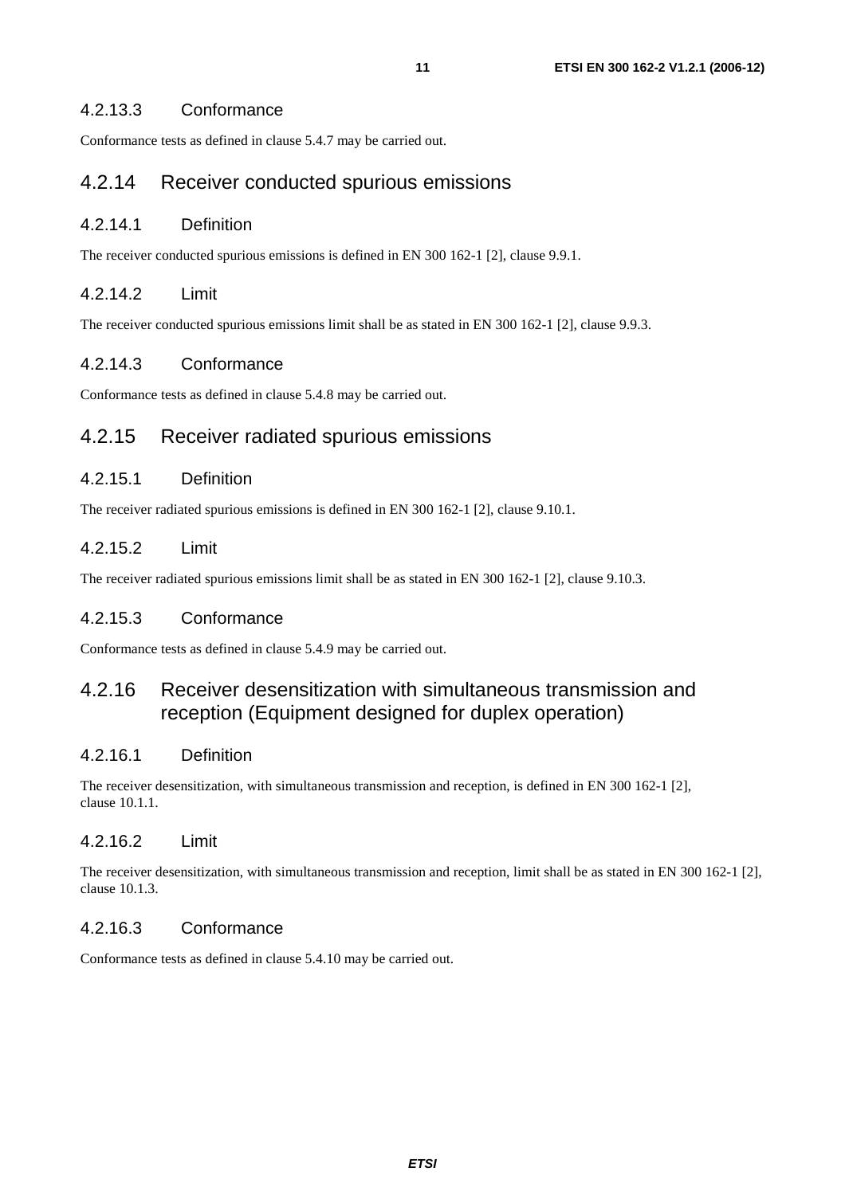#### 4.2.13.3 Conformance

Conformance tests as defined in clause 5.4.7 may be carried out.

### 4.2.14 Receiver conducted spurious emissions

#### 4.2.14.1 Definition

The receiver conducted spurious emissions is defined in EN 300 162-1 [2], clause 9.9.1.

#### 4.2.14.2 Limit

The receiver conducted spurious emissions limit shall be as stated in EN 300 162-1 [2], clause 9.9.3.

#### 4.2.14.3 Conformance

Conformance tests as defined in clause 5.4.8 may be carried out.

### 4.2.15 Receiver radiated spurious emissions

#### 4.2.15.1 Definition

The receiver radiated spurious emissions is defined in EN 300 162-1 [2], clause 9.10.1.

#### 4.2.15.2 Limit

The receiver radiated spurious emissions limit shall be as stated in EN 300 162-1 [2], clause 9.10.3.

#### 4.2.15.3 Conformance

Conformance tests as defined in clause 5.4.9 may be carried out.

### 4.2.16 Receiver desensitization with simultaneous transmission and reception (Equipment designed for duplex operation)

#### 4.2.16.1 Definition

The receiver desensitization, with simultaneous transmission and reception, is defined in EN 300 162-1 [2], clause 10.1.1.

#### 4.2.16.2 Limit

The receiver desensitization, with simultaneous transmission and reception, limit shall be as stated in EN 300 162-1 [2], clause 10.1.3.

#### 4.2.16.3 Conformance

Conformance tests as defined in clause 5.4.10 may be carried out.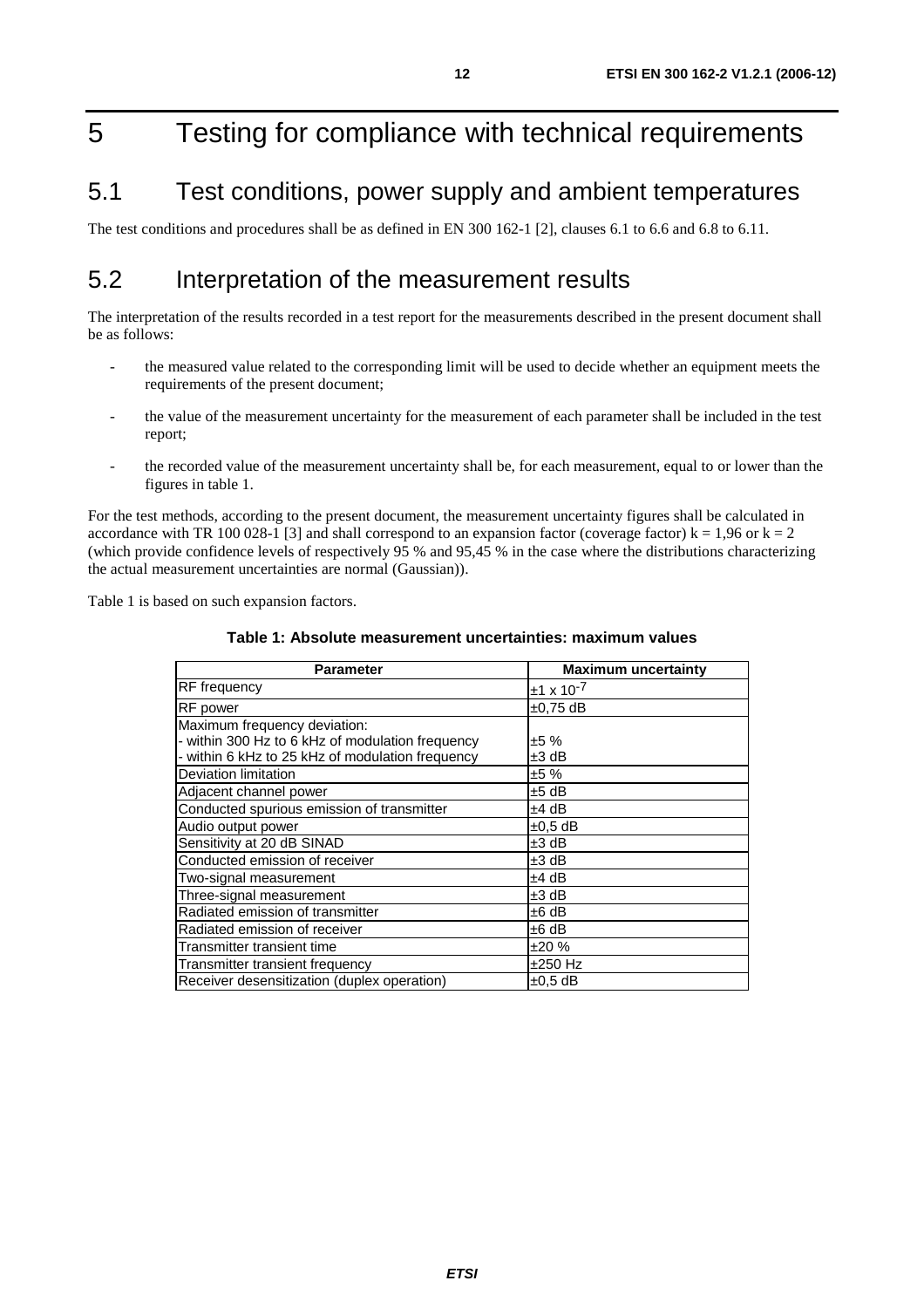# 5 Testing for compliance with technical requirements

## 5.1 Test conditions, power supply and ambient temperatures

The test conditions and procedures shall be as defined in EN 300 162-1 [2], clauses 6.1 to 6.6 and 6.8 to 6.11.

## 5.2 Interpretation of the measurement results

The interpretation of the results recorded in a test report for the measurements described in the present document shall be as follows:

- the measured value related to the corresponding limit will be used to decide whether an equipment meets the requirements of the present document;
- the value of the measurement uncertainty for the measurement of each parameter shall be included in the test report;
- the recorded value of the measurement uncertainty shall be, for each measurement, equal to or lower than the figures in table 1.

For the test methods, according to the present document, the measurement uncertainty figures shall be calculated in accordance with TR 100 028-1 [3] and shall correspond to an expansion factor (coverage factor) k = 1,96 or k = 2 (which provide confidence levels of respectively 95 % and 95,45 % in the case where the distributions characterizing the actual measurement uncertainties are normal (Gaussian)).

Table 1 is based on such expansion factors.

**Table 1: Absolute measurement uncertainties: maximum values**

| Parameter | Maximum uncertainty |
|---|---|
| RF frequency | $\pm 1 \times 10^{-7}$ |
| RF power | ±0,75 dB |
| Maximum frequency deviation:<br>- within 300 Hz to 6 kHz of modulation frequency<br>- within 6 kHz to 25 kHz of modulation frequency | <br>±5 %<br>±3 dB |
| Deviation limitation | ±5 % |
| Adjacent channel power | ±5 dB |
| Conducted spurious emission of transmitter | ±4 dB |
| Audio output power | ±0,5 dB |
| Sensitivity at 20 dB SINAD | ±3 dB |
| Conducted emission of receiver | ±3 dB |
| Two-signal measurement | ±4 dB |
| Three-signal measurement | ±3 dB |
| Radiated emission of transmitter | ±6 dB |
| Radiated emission of receiver | ±6 dB |
| Transmitter transient time | ±20 % |
| Transmitter transient frequency | ±250 Hz |
| Receiver desensitization (duplex operation) | ±0,5 dB |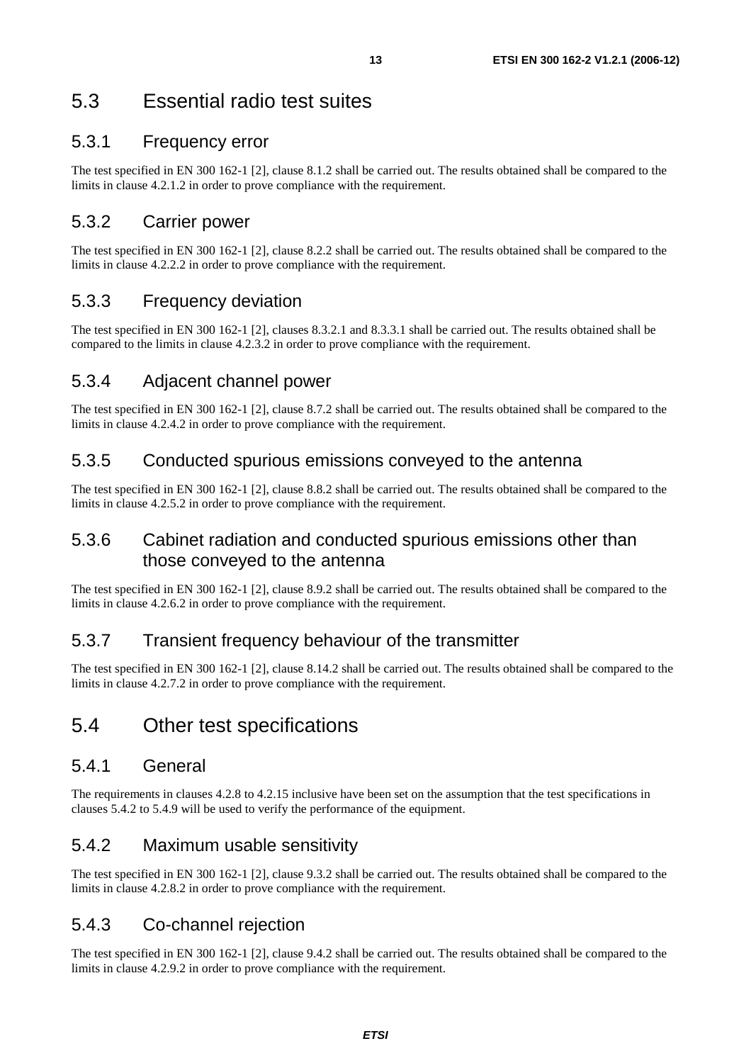## 5.3 Essential radio test suites

### 5.3.1 Frequency error

The test specified in EN 300 162-1 [2], clause 8.1.2 shall be carried out. The results obtained shall be compared to the limits in clause 4.2.1.2 in order to prove compliance with the requirement.

### 5.3.2 Carrier power

The test specified in EN 300 162-1 [2], clause 8.2.2 shall be carried out. The results obtained shall be compared to the limits in clause 4.2.2.2 in order to prove compliance with the requirement.

### 5.3.3 Frequency deviation

The test specified in EN 300 162-1 [2], clauses 8.3.2.1 and 8.3.3.1 shall be carried out. The results obtained shall be compared to the limits in clause 4.2.3.2 in order to prove compliance with the requirement.

### 5.3.4 Adjacent channel power

The test specified in EN 300 162-1 [2], clause 8.7.2 shall be carried out. The results obtained shall be compared to the limits in clause 4.2.4.2 in order to prove compliance with the requirement.

### 5.3.5 Conducted spurious emissions conveyed to the antenna

The test specified in EN 300 162-1 [2], clause 8.8.2 shall be carried out. The results obtained shall be compared to the limits in clause 4.2.5.2 in order to prove compliance with the requirement.

### 5.3.6 Cabinet radiation and conducted spurious emissions other than those conveyed to the antenna

The test specified in EN 300 162-1 [2], clause 8.9.2 shall be carried out. The results obtained shall be compared to the limits in clause 4.2.6.2 in order to prove compliance with the requirement.

### 5.3.7 Transient frequency behaviour of the transmitter

The test specified in EN 300 162-1 [2], clause 8.14.2 shall be carried out. The results obtained shall be compared to the limits in clause 4.2.7.2 in order to prove compliance with the requirement.

## 5.4 Other test specifications

### 5.4.1 General

The requirements in clauses 4.2.8 to 4.2.15 inclusive have been set on the assumption that the test specifications in clauses 5.4.2 to 5.4.9 will be used to verify the performance of the equipment.

### 5.4.2 Maximum usable sensitivity

The test specified in EN 300 162-1 [2], clause 9.3.2 shall be carried out. The results obtained shall be compared to the limits in clause 4.2.8.2 in order to prove compliance with the requirement.

### 5.4.3 Co-channel rejection

The test specified in EN 300 162-1 [2], clause 9.4.2 shall be carried out. The results obtained shall be compared to the limits in clause 4.2.9.2 in order to prove compliance with the requirement.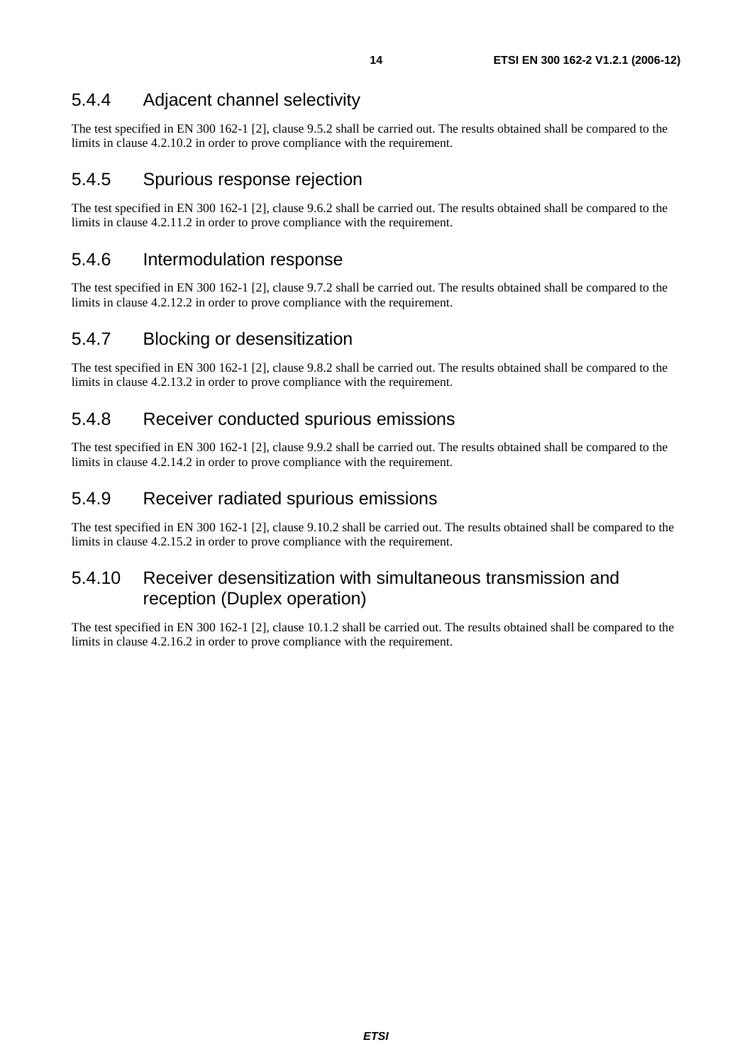### 5.4.4 Adjacent channel selectivity

The test specified in EN 300 162-1 [2], clause 9.5.2 shall be carried out. The results obtained shall be compared to the limits in clause 4.2.10.2 in order to prove compliance with the requirement.

### 5.4.5 Spurious response rejection

The test specified in EN 300 162-1 [2], clause 9.6.2 shall be carried out. The results obtained shall be compared to the limits in clause 4.2.11.2 in order to prove compliance with the requirement.

### 5.4.6 Intermodulation response

The test specified in EN 300 162-1 [2], clause 9.7.2 shall be carried out. The results obtained shall be compared to the limits in clause 4.2.12.2 in order to prove compliance with the requirement.

### 5.4.7 Blocking or desensitization

The test specified in EN 300 162-1 [2], clause 9.8.2 shall be carried out. The results obtained shall be compared to the limits in clause 4.2.13.2 in order to prove compliance with the requirement.

### 5.4.8 Receiver conducted spurious emissions

The test specified in EN 300 162-1 [2], clause 9.9.2 shall be carried out. The results obtained shall be compared to the limits in clause 4.2.14.2 in order to prove compliance with the requirement.

### 5.4.9 Receiver radiated spurious emissions

The test specified in EN 300 162-1 [2], clause 9.10.2 shall be carried out. The results obtained shall be compared to the limits in clause 4.2.15.2 in order to prove compliance with the requirement.

### 5.4.10 Receiver desensitization with simultaneous transmission and reception (Duplex operation)

The test specified in EN 300 162-1 [2], clause 10.1.2 shall be carried out. The results obtained shall be compared to the limits in clause 4.2.16.2 in order to prove compliance with the requirement.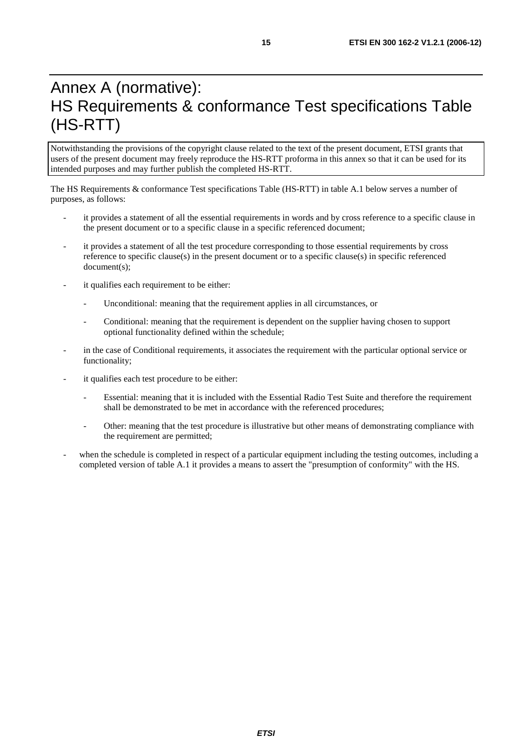# Annex A (normative): HS Requirements & conformance Test specifications Table (HS-RTT)

Notwithstanding the provisions of the copyright clause related to the text of the present document, ETSI grants that users of the present document may freely reproduce the HS-RTT proforma in this annex so that it can be used for its intended purposes and may further publish the completed HS-RTT.

The HS Requirements & conformance Test specifications Table (HS-RTT) in table A.1 below serves a number of purposes, as follows:

- it provides a statement of all the essential requirements in words and by cross reference to a specific clause in the present document or to a specific clause in a specific referenced document;
- it provides a statement of all the test procedure corresponding to those essential requirements by cross reference to specific clause(s) in the present document or to a specific clause(s) in specific referenced document(s);
- it qualifies each requirement to be either:
  - Unconditional: meaning that the requirement applies in all circumstances, or
  - Conditional: meaning that the requirement is dependent on the supplier having chosen to support optional functionality defined within the schedule;
- in the case of Conditional requirements, it associates the requirement with the particular optional service or functionality;
- it qualifies each test procedure to be either:
  - Essential: meaning that it is included with the Essential Radio Test Suite and therefore the requirement shall be demonstrated to be met in accordance with the referenced procedures;
  - Other: meaning that the test procedure is illustrative but other means of demonstrating compliance with the requirement are permitted;
- when the schedule is completed in respect of a particular equipment including the testing outcomes, including a completed version of table A.1 it provides a means to assert the "presumption of conformity" with the HS.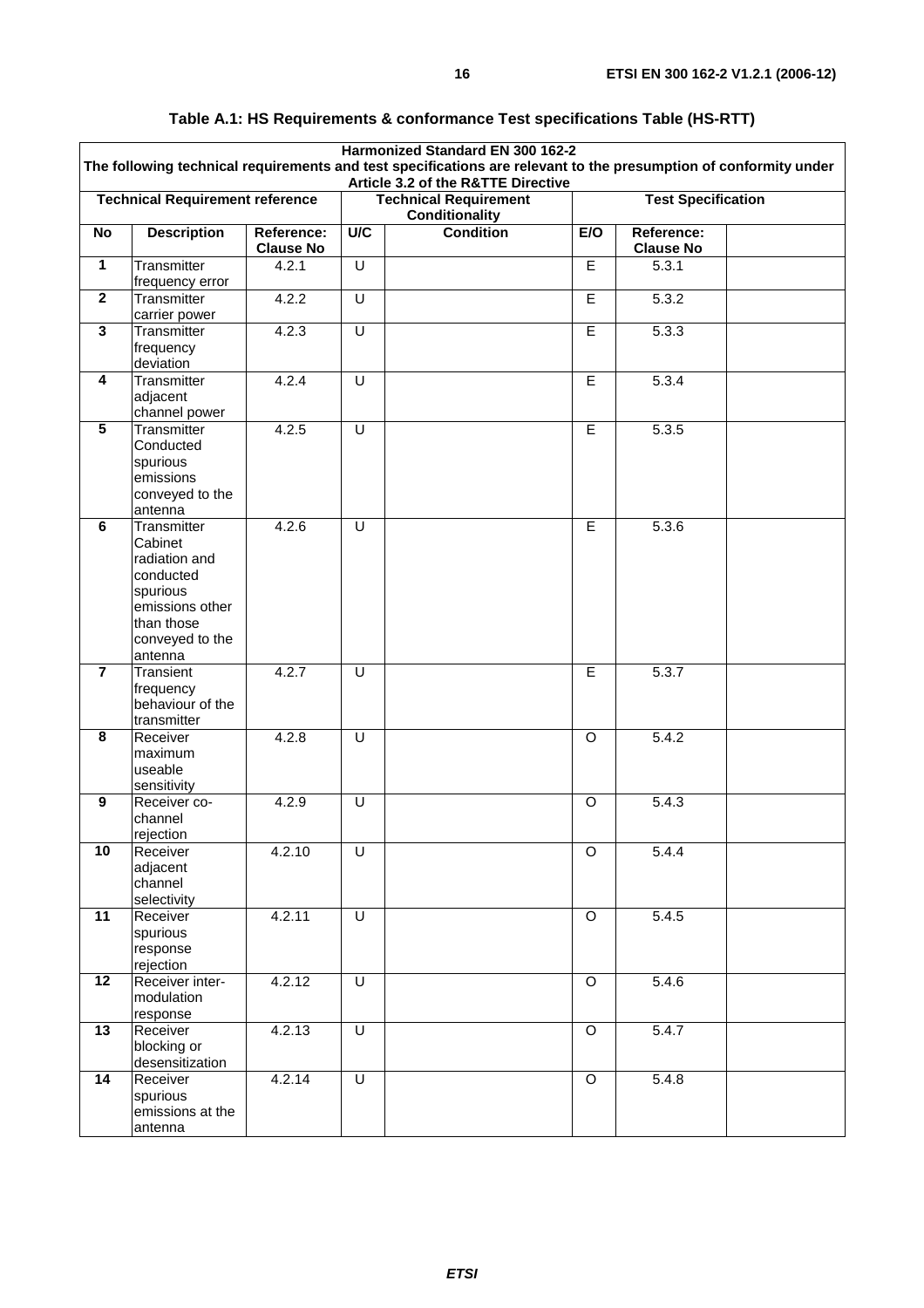**Table A.1: HS Requirements & conformance Test specifications Table (HS-RTT)**

| Harmonized Standard EN 300 162-2<br>The following technical requirements and test specifications are relevant to the presumption of conformity under Article 3.2 of the R&TTE Directive | | | | | | | |
|---|---|---|---|---|---|---|---|
| **Technical Requirement reference** | | | **Technical Requirement Conditionality** | | **Test Specification** | | |
| **No** | **Description** | **Reference: Clause No** | **U/C** | **Condition** | **E/O** | **Reference: Clause No** | |
| **1** | Transmitter frequency error | 4.2.1 | U | | E | 5.3.1 | |
| **2** | Transmitter carrier power | 4.2.2 | U | | E | 5.3.2 | |
| **3** | Transmitter frequency deviation | 4.2.3 | U | | E | 5.3.3 | |
| **4** | Transmitter adjacent channel power | 4.2.4 | U | | E | 5.3.4 | |
| **5** | Transmitter Conducted spurious emissions conveyed to the antenna | 4.2.5 | U | | E | 5.3.5 | |
| **6** | Transmitter Cabinet radiation and conducted spurious emissions other than those conveyed to the antenna | 4.2.6 | U | | E | 5.3.6 | |
| **7** | Transient frequency behaviour of the transmitter | 4.2.7 | U | | E | 5.3.7 | |
| **8** | Receiver maximum useable sensitivity | 4.2.8 | U | | O | 5.4.2 | |
| **9** | Receiver co-channel rejection | 4.2.9 | U | | O | 5.4.3 | |
| **10** | Receiver adjacent channel selectivity | 4.2.10 | U | | O | 5.4.4 | |
| **11** | Receiver spurious response rejection | 4.2.11 | U | | O | 5.4.5 | |
| **12** | Receiver inter-modulation response | 4.2.12 | U | | O | 5.4.6 | |
| **13** | Receiver blocking or desensitization | 4.2.13 | U | | O | 5.4.7 | |
| **14** | Receiver spurious emissions at the antenna | 4.2.14 | U | | O | 5.4.8 | |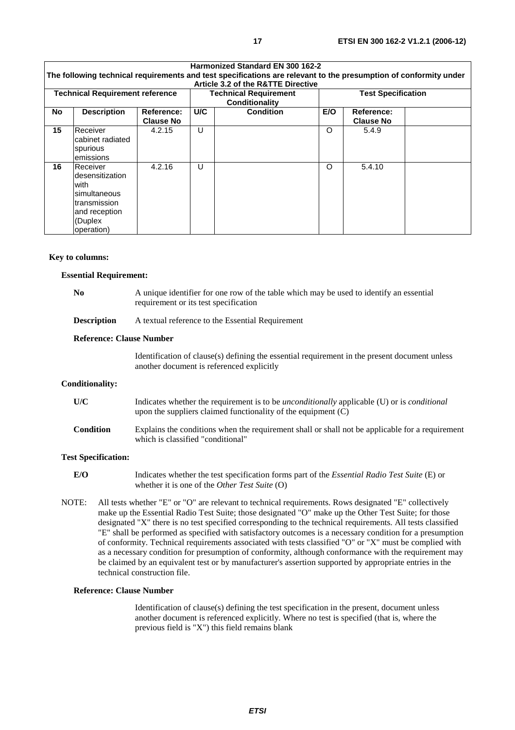| Harmonized Standard EN 300 162-2<br>The following technical requirements and test specifications are relevant to the presumption of conformity under Article 3.2 of the R&TTE Directive | | | | | | | |
|---|---|---|---|---|---|---|---|
| **Technical Requirement reference** | | | **Technical Requirement Conditionality** | | **Test Specification** | | |
| **No** | **Description** | **Reference: Clause No** | **U/C** | **Condition** | **E/O** | **Reference: Clause No** | |
| **15** | Receiver cabinet radiated spurious emissions | 4.2.15 | U | | O | 5.4.9 | |
| **16** | Receiver desensitization with simultaneous transmission and reception (Duplex operation) | 4.2.16 | U | | O | 5.4.10 | |

**Key to columns:**

**Essential Requirement:**

**No** A unique identifier for one row of the table which may be used to identify an essential requirement or its test specification

**Description** A textual reference to the Essential Requirement

**Reference: Clause Number**

Identification of clause(s) defining the essential requirement in the present document unless another document is referenced explicitly

**Conditionality:**

**U/C** Indicates whether the requirement is to be *unconditionally* applicable (U) or is *conditional* upon the suppliers claimed functionality of the equipment (C)

**Condition** Explains the conditions when the requirement shall or shall not be applicable for a requirement which is classified "conditional"

**Test Specification:**

**E/O** Indicates whether the test specification forms part of the *Essential Radio Test Suite* (E) or whether it is one of the *Other Test Suite* (O)

NOTE: All tests whether "E" or "O" are relevant to technical requirements. Rows designated "E" collectively make up the Essential Radio Test Suite; those designated "O" make up the Other Test Suite; for those designated "X" there is no test specified corresponding to the technical requirements. All tests classified "E" shall be performed as specified with satisfactory outcomes is a necessary condition for a presumption of conformity. Technical requirements associated with tests classified "O" or "X" must be complied with as a necessary condition for presumption of conformity, although conformance with the requirement may be claimed by an equivalent test or by manufacturer's assertion supported by appropriate entries in the technical construction file.

**Reference: Clause Number**

Identification of clause(s) defining the test specification in the present, document unless another document is referenced explicitly. Where no test is specified (that is, where the previous field is "X") this field remains blank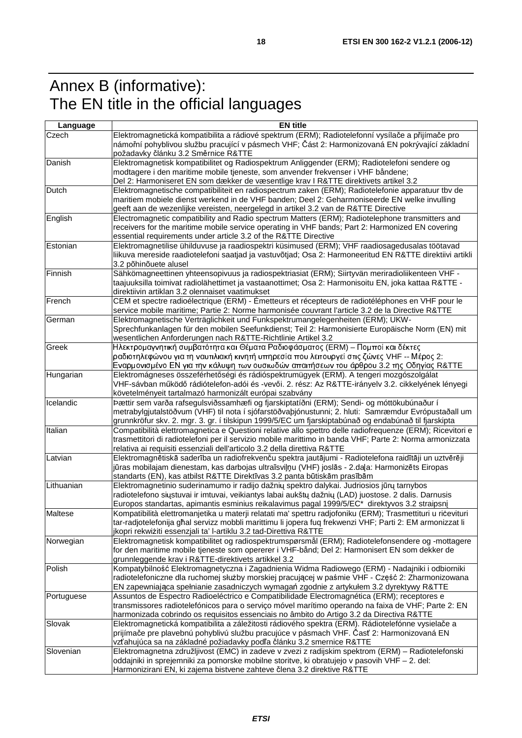# Annex B (informative):
# The EN title in the official languages

| Language | EN title |
|---|---|
| Czech | Elektromagnetická kompatibilita a rádiové spektrum (ERM); Radiotelefonní vysílače a přijímače pro námořní pohyblivou službu pracující v pásmech VHF; Část 2: Harmonizovaná EN pokrývající základní požadavky článku 3.2 Směrnice R&TTE |
| Danish | Elektromagnetisk kompatibilitet og Radiospektrum Anliggender (ERM); Radiotelefoni sendere og modtagere i den maritime mobile tjeneste, som anvender frekvenser i VHF båndene; Del 2: Harmoniseret EN som dækker de væsentlige krav I R&TTE direktivets artikel 3.2 |
| Dutch | Elektromagnetische compatibiliteit en radiospectrum zaken (ERM); Radiotelefonie apparatuur tbv de maritiem mobiele dienst werkend in de VHF banden; Deel 2: Geharmoniseerde EN welke invulling geeft aan de wezenlijke vereisten, neergelegd in artikel 3.2 van de R&TTE Directive |
| English | Electromagnetic compatibility and Radio spectrum Matters (ERM); Radiotelephone transmitters and receivers for the maritime mobile service operating in VHF bands; Part 2: Harmonized EN covering essential requirements under article 3.2 of the R&TTE Directive |
| Estonian | Elektromagnetilise ühilduvuse ja raadiospektri küsimused (ERM); VHF raadiosagedusalas töötavad liikuva mereside raadiotelefoni saatjad ja vastuvõtjad; Osa 2: Harmoneeritud EN R&TTE direktiivi artikli 3.2 põhinõuete alusel |
| Finnish | Sähkömagneettinen yhteensopivuus ja radiospektriasiat (ERM); Siirtyvän meriradioliikenteen VHF -taajuuksilla toimivat radiolähettimet ja vastaanottimet; Osa 2: Harmonisoitu EN, joka kattaa R&TTE -direktiivin artiklan 3.2 olennaiset vaatimukset |
| French | CEM et spectre radioélectrique (ERM) - Émetteurs et récepteurs de radiotéléphones en VHF pour le service mobile maritime; Partie 2: Norme harmonisée couvrant l'article 3.2 de la Directive R&TTE |
| German | Elektromagnetische Verträglichkeit und Funkspektrumangelegenheiten (ERM); UKW-Sprechfunkanlagen für den mobilen Seefunkdienst; Teil 2: Harmonisierte Europäische Norm (EN) mit wesentlichen Anforderungen nach R&TTE-Richtlinie Artikel 3.2 |
| Greek | Ηλεκτρομαγνητική συμβατότητα και Θέματα Ραδιοφάσματος (ERM) – Πομποί και δέκτες ραδιοτηλεφώνου για τη ναυτιλιακή κινητή υπηρεσία που λειτουργεί στις ζώνες VHF -- Μέρος 2: Εναρμονισμένο EN για την κάλυψη των ουσιωδών απαιτήσεων του άρθρου 3.2 της Οδηγίας R&TTE |
| Hungarian | Elektromágneses összeférhetőségi és rádióspektrumügyek (ERM). A tengeri mozgószolgálat VHF-sávban működő rádiótelefon-adói és -vevői. 2. rész: Az R&TTE-irányelv 3.2. cikkelyének lényegi követelményeit tartalmazó harmonizált európai szabvány |
| Icelandic | Þættir sem varða rafsegulsviðssamhæfi og fjarskiptatíðni (ERM); Sendi- og móttökubúnaður í metrabylgjutalstöðvum (VHF) til nota í sjófarstöðvaþjónustunni; 2. hluti: Samræmdur Evrópustaðall um grunnkröfur skv. 2. mgr. 3. gr. í tilskipun 1999/5/EC um fjarskiptabúnað og endabúnað til fjarskipta |
| Italian | Compatibilità elettromagnetica e Questioni relative allo spettro delle radiofrequenze (ERM); Ricevitori e trasmettitori di radiotelefoni per il servizio mobile marittimo in banda VHF; Parte 2: Norma armonizzata relativa ai requisiti essenziali dell'articolo 3.2 della direttiva R&TTE |
| Latvian | Elektromagnētiskā saderība un radiofrekvenču spektra jautājumi - Radiotelefona raidītāji un uztvērēji jūras mobilajam dienestam, kas darbojas ultraīsviļņu (VHF) joslās - 2.daļa: Harmonizēts Eiropas standarts (EN), kas atbilst R&TTE Direktīvas 3.2 panta būtiskām prasībām |
| Lithuanian | Elektromagnetinio suderinamumo ir radijo dažnių spektro dalykai. Judriosios jūrų tarnybos radiotelefono siųstuvai ir imtuvai, veikiantys labai aukštų dažnių (LAD) juostose. 2 dalis. Darnusis Europos standartas, apimantis esminius reikalavimus pagal 1999/5/EC* direktyvos 3.2 straipsnį |
| Maltese | Kompatibilità elettromanjetika u materji relatati ma' spettru radjofoniku (ERM); Trasmettituri u riċeviturí tar-radjotelefonija għal servizz mobbli marittimu li jopera fuq frekwenzi VHF; Parti 2: EM armonizzat li jkopri rekwiżiti essenzjali ta' l-artiklu 3.2 tad-Direttiva R&TTE |
| Norwegian | Elektromagnetisk kompatibilitet og radiospektrumspørsmål (ERM); Radiotelefonsendere og -mottagere for den maritime mobile tjeneste som opererer i VHF-bånd; Del 2: Harmonisert EN som dekker de grunnleggende krav i R&TTE-direktivets artikkel 3.2 |
| Polish | Kompatybilność Elektromagnetyczna i Zagadnienia Widma Radiowego (ERM) - Nadajniki i odbiorniki radiotelefoniczne dla ruchomej służby morskiej pracującej w paśmie VHF - Część 2: Zharmonizowana EN zapewniająca spełnianie zasadniczych wymagań zgodnie z artykułem 3.2 dyrektywy R&TTE |
| Portuguese | Assuntos de Espectro Radioeléctrico e Compatibilidade Electromagnética (ERM); receptores e transmissores radiotelefónicos para o serviço móvel marítimo operando na faixa de VHF; Parte 2: EN harmonizada cobrindo os requisitos essenciais no âmbito do Artigo 3.2 da Directiva R&TTE |
| Slovak | Elektromagnetická kompatibilita a záležitosti rádiového spektra (ERM). Rádiotelefónne vysielače a prijímače pre plavebnú pohyblivú službu pracujúce v pásmach VHF. Časť 2: Harmonizovaná EN vzťahujúca sa na základné požiadavky podľa článku 3.2 smernice R&TTE |
| Slovenian | Elektromagnetna združljivost (EMC) in zadeve v zvezi z radijskim spektrom (ERM) – Radiotelefonski oddajniki in sprejemniki za pomorske mobilne storitve, ki obratujejo v pasovih VHF – 2. del: Harmonizirani EN, ki zajema bistvene zahteve člena 3.2 direktive R&TTE |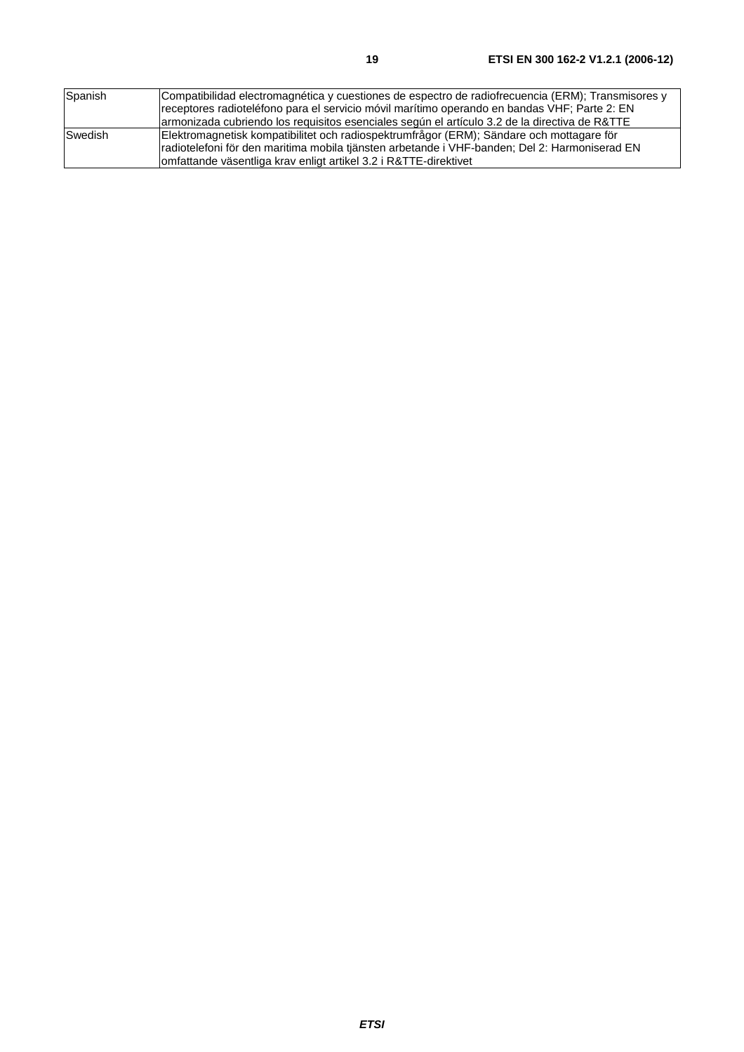| | |
|---|---|
| Spanish | Compatibilidad electromagnética y cuestiones de espectro de radiofrecuencia (ERM); Transmisores y receptores radioteléfono para el servicio móvil marítimo operando en bandas VHF; Parte 2: EN armonizada cubriendo los requisitos esenciales según el artículo 3.2 de la directiva de R&TTE |
| Swedish | Elektromagnetisk kompatibilitet och radiospektrumfrågor (ERM); Sändare och mottagare för radiotelefoni för den maritima mobila tjänsten arbetande i VHF-banden; Del 2: Harmoniserad EN omfattande väsentliga krav enligt artikel 3.2 i R&TTE-direktivet |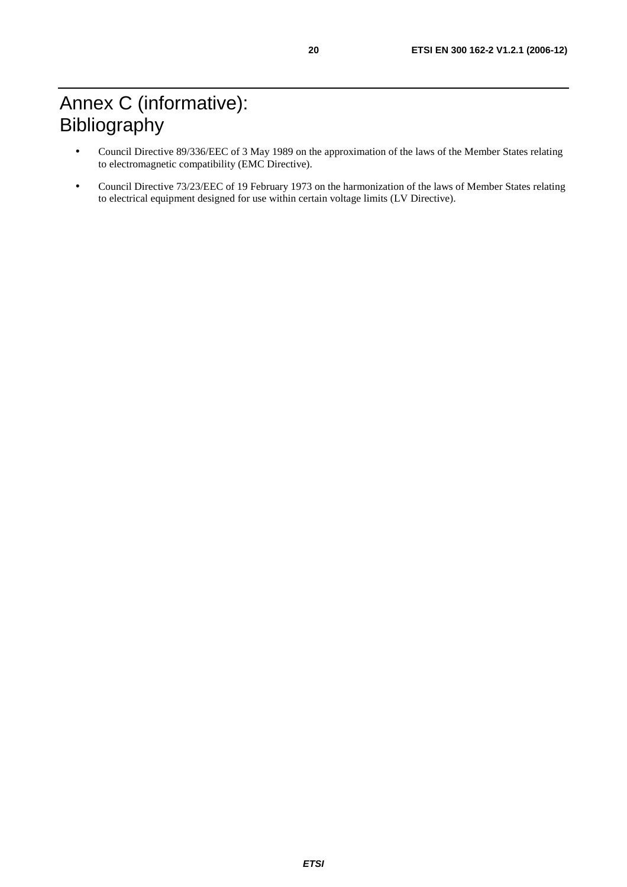# Annex C (informative): Bibliography

- Council Directive 89/336/EEC of 3 May 1989 on the approximation of the laws of the Member States relating to electromagnetic compatibility (EMC Directive).
- Council Directive 73/23/EEC of 19 February 1973 on the harmonization of the laws of Member States relating to electrical equipment designed for use within certain voltage limits (LV Directive).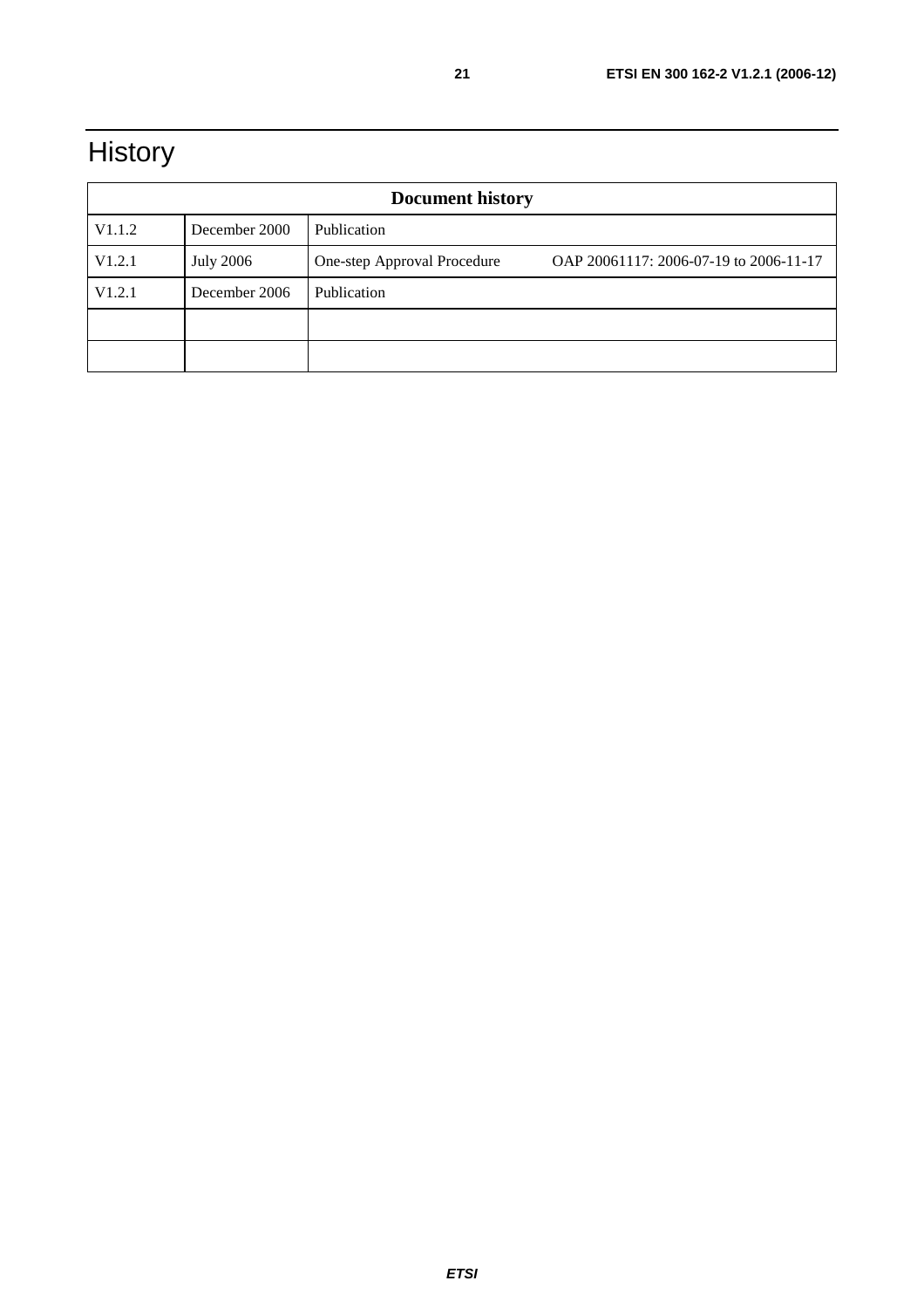# History

| Document history | | | |
|---|---|---|---|
| V1.1.2 | December 2000 | Publication | |
| V1.2.1 | July 2006 | One-step Approval Procedure | OAP 20061117: 2006-07-19 to 2006-11-17 |
| V1.2.1 | December 2006 | Publication | |
| | | | |
| | | | |